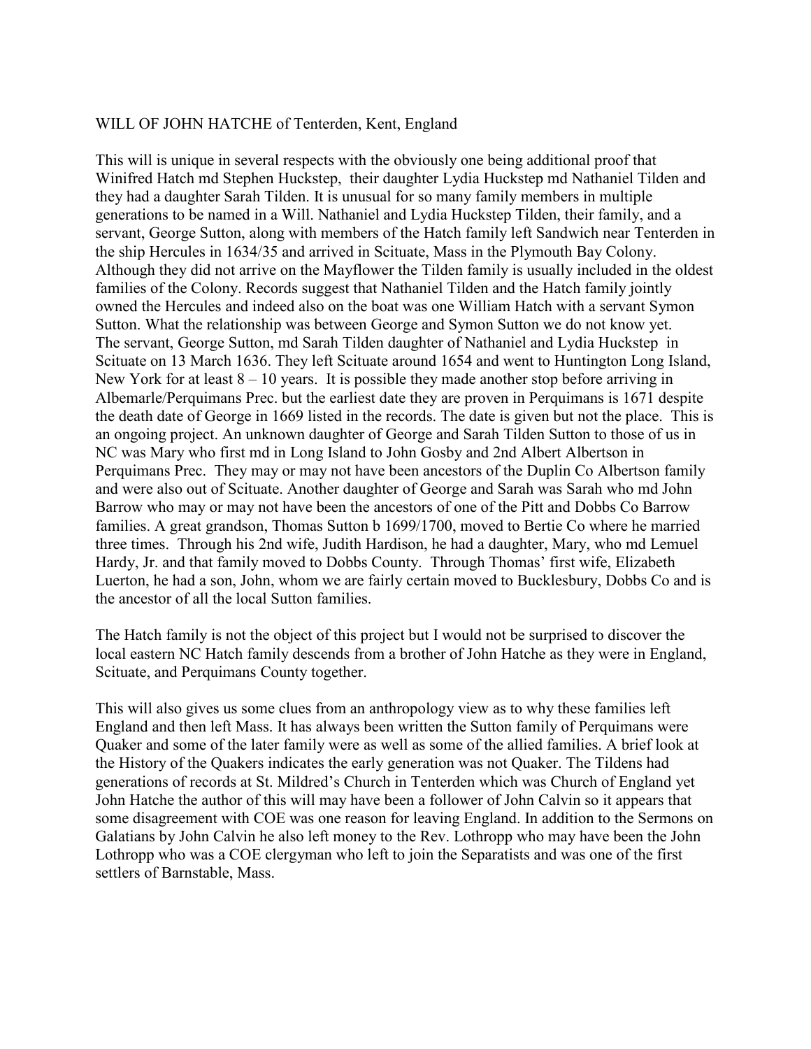WILL OF JOHN HATCHE of Tenterden, Kent, England

This will is unique in several respects with the obviously one being additional proof that Winifred Hatch md Stephen Huckstep, their daughter Lydia Huckstep md Nathaniel Tilden and they had a daughter Sarah Tilden. It is unusual for so many family members in multiple generations to be named in a Will. Nathaniel and Lydia Huckstep Tilden, their family, and a servant, George Sutton, along with members of the Hatch family left Sandwich near Tenterden in the ship Hercules in 1634/35 and arrived in Scituate, Mass in the Plymouth Bay Colony. Although they did not arrive on the Mayflower the Tilden family is usually included in the oldest families of the Colony. Records suggest that Nathaniel Tilden and the Hatch family jointly owned the Hercules and indeed also on the boat was one William Hatch with a servant Symon Sutton. What the relationship was between George and Symon Sutton we do not know yet. The servant, George Sutton, md Sarah Tilden daughter of Nathaniel and Lydia Huckstep in Scituate on 13 March 1636. They left Scituate around 1654 and went to Huntington Long Island, New York for at least 8 – 10 years. It is possible they made another stop before arriving in Albemarle/Perquimans Prec. but the earliest date they are proven in Perquimans is 1671 despite the death date of George in 1669 listed in the records. The date is given but not the place. This is an ongoing project. An unknown daughter of George and Sarah Tilden Sutton to those of us in NC was Mary who first md in Long Island to John Gosby and 2nd Albert Albertson in Perquimans Prec. They may or may not have been ancestors of the Duplin Co Albertson family and were also out of Scituate. Another daughter of George and Sarah was Sarah who md John Barrow who may or may not have been the ancestors of one of the Pitt and Dobbs Co Barrow families. A great grandson, Thomas Sutton b 1699/1700, moved to Bertie Co where he married three times. Through his 2nd wife, Judith Hardison, he had a daughter, Mary, who md Lemuel Hardy, Jr. and that family moved to Dobbs County. Through Thomas' first wife, Elizabeth Luerton, he had a son, John, whom we are fairly certain moved to Bucklesbury, Dobbs Co and is the ancestor of all the local Sutton families.

The Hatch family is not the object of this project but I would not be surprised to discover the local eastern NC Hatch family descends from a brother of John Hatche as they were in England, Scituate, and Perquimans County together.

This will also gives us some clues from an anthropology view as to why these families left England and then left Mass. It has always been written the Sutton family of Perquimans were Quaker and some of the later family were as well as some of the allied families. A brief look at the History of the Quakers indicates the early generation was not Quaker. The Tildens had generations of records at St. Mildred's Church in Tenterden which was Church of England yet John Hatche the author of this will may have been a follower of John Calvin so it appears that some disagreement with COE was one reason for leaving England. In addition to the Sermons on Galatians by John Calvin he also left money to the Rev. Lothropp who may have been the John Lothropp who was a COE clergyman who left to join the Separatists and was one of the first settlers of Barnstable, Mass.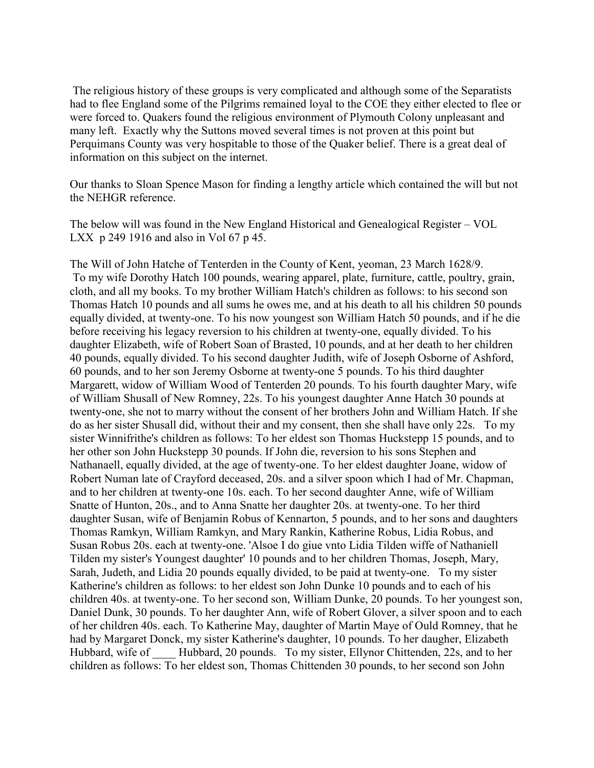The religious history of these groups is very complicated and although some of the Separatists had to flee England some of the Pilgrims remained loyal to the COE they either elected to flee or were forced to. Quakers found the religious environment of Plymouth Colony unpleasant and many left. Exactly why the Suttons moved several times is not proven at this point but Perquimans County was very hospitable to those of the Quaker belief. There is a great deal of information on this subject on the internet.

Our thanks to Sloan Spence Mason for finding a lengthy article which contained the will but not the NEHGR reference.

The below will was found in the New England Historical and Genealogical Register – VOL LXX p 249 1916 and also in Vol 67 p 45.

The Will of John Hatche of Tenterden in the County of Kent, yeoman, 23 March 1628/9. To my wife Dorothy Hatch 100 pounds, wearing apparel, plate, furniture, cattle, poultry, grain, cloth, and all my books. To my brother William Hatch's children as follows: to his second son Thomas Hatch 10 pounds and all sums he owes me, and at his death to all his children 50 pounds equally divided, at twenty-one. To his now youngest son William Hatch 50 pounds, and if he die before receiving his legacy reversion to his children at twenty-one, equally divided. To his daughter Elizabeth, wife of Robert Soan of Brasted, 10 pounds, and at her death to her children 40 pounds, equally divided. To his second daughter Judith, wife of Joseph Osborne of Ashford, 60 pounds, and to her son Jeremy Osborne at twenty-one 5 pounds. To his third daughter Margarett, widow of William Wood of Tenterden 20 pounds. To his fourth daughter Mary, wife of William Shusall of New Romney, 22s. To his youngest daughter Anne Hatch 30 pounds at twenty-one, she not to marry without the consent of her brothers John and William Hatch. If she do as her sister Shusall did, without their and my consent, then she shall have only 22s. To my sister Winnifrithe's children as follows: To her eldest son Thomas Huckstepp 15 pounds, and to her other son John Huckstepp 30 pounds. If John die, reversion to his sons Stephen and Nathanaell, equally divided, at the age of twenty-one. To her eldest daughter Joane, widow of Robert Numan late of Crayford deceased, 20s. and a silver spoon which I had of Mr. Chapman, and to her children at twenty-one 10s. each. To her second daughter Anne, wife of William Snatte of Hunton, 20s., and to Anna Snatte her daughter 20s. at twenty-one. To her third daughter Susan, wife of Benjamin Robus of Kennarton, 5 pounds, and to her sons and daughters Thomas Ramkyn, William Ramkyn, and Mary Rankin, Katherine Robus, Lidia Robus, and Susan Robus 20s. each at twenty-one. 'Alsoe I do giue vnto Lidia Tilden wiffe of Nathaniell Tilden my sister's Youngest daughter' 10 pounds and to her children Thomas, Joseph, Mary, Sarah, Judeth, and Lidia 20 pounds equally divided, to be paid at twenty-one. To my sister Katherine's children as follows: to her eldest son John Dunke 10 pounds and to each of his children 40s. at twenty-one. To her second son, William Dunke, 20 pounds. To her youngest son, Daniel Dunk, 30 pounds. To her daughter Ann, wife of Robert Glover, a silver spoon and to each of her children 40s. each. To Katherine May, daughter of Martin Maye of Ould Romney, that he had by Margaret Donck, my sister Katherine's daughter, 10 pounds. To her daugher, Elizabeth Hubbard, wife of ____ Hubbard, 20 pounds. To my sister, Ellynor Chittenden, 22s, and to her children as follows: To her eldest son, Thomas Chittenden 30 pounds, to her second son John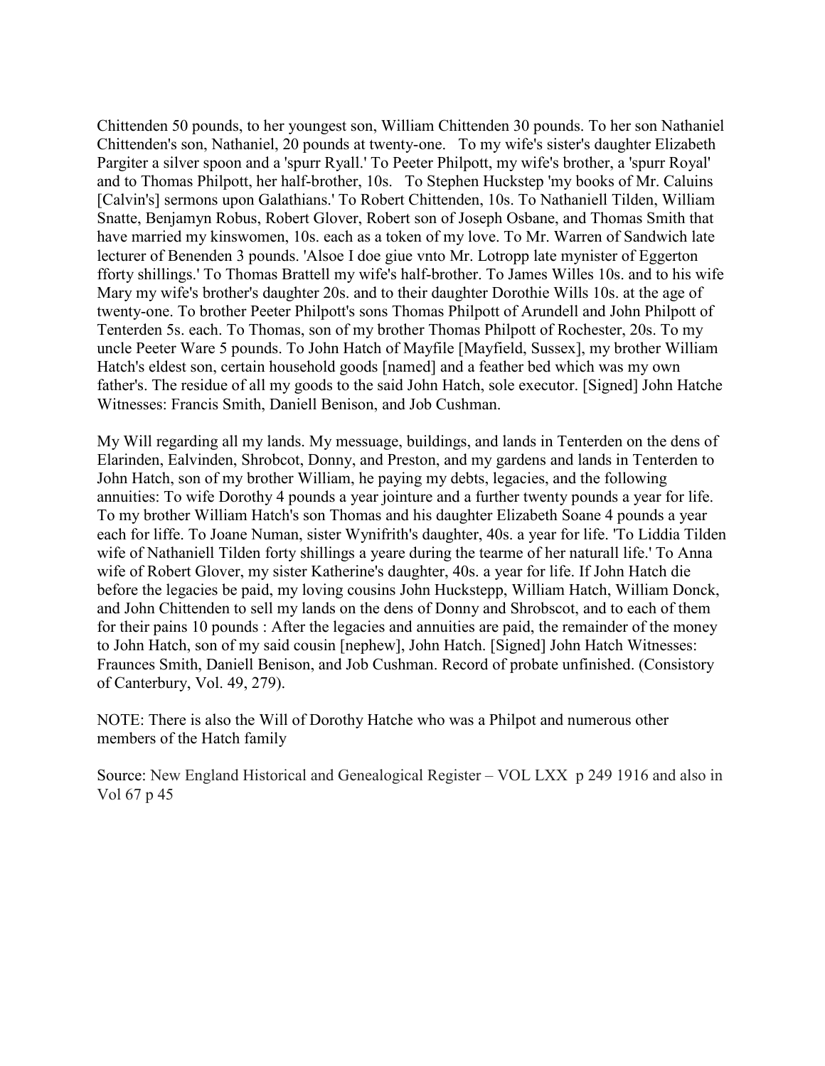Chittenden 50 pounds, to her youngest son, William Chittenden 30 pounds. To her son Nathaniel Chittenden's son, Nathaniel, 20 pounds at twenty-one. To my wife's sister's daughter Elizabeth Pargiter a silver spoon and a 'spurr Ryall.' To Peeter Philpott, my wife's brother, a 'spurr Royal' and to Thomas Philpott, her half-brother, 10s. To Stephen Huckstep 'my books of Mr. Caluins [Calvin's] sermons upon Galathians.' To Robert Chittenden, 10s. To Nathaniell Tilden, William Snatte, Benjamyn Robus, Robert Glover, Robert son of Joseph Osbane, and Thomas Smith that have married my kinswomen, 10s. each as a token of my love. To Mr. Warren of Sandwich late lecturer of Benenden 3 pounds. 'Alsoe I doe giue vnto Mr. Lotropp late mynister of Eggerton fforty shillings.' To Thomas Brattell my wife's half-brother. To James Willes 10s. and to his wife Mary my wife's brother's daughter 20s. and to their daughter Dorothie Wills 10s. at the age of twenty-one. To brother Peeter Philpott's sons Thomas Philpott of Arundell and John Philpott of Tenterden 5s. each. To Thomas, son of my brother Thomas Philpott of Rochester, 20s. To my uncle Peeter Ware 5 pounds. To John Hatch of Mayfile [Mayfield, Sussex], my brother William Hatch's eldest son, certain household goods [named] and a feather bed which was my own father's. The residue of all my goods to the said John Hatch, sole executor. [Signed] John Hatche Witnesses: Francis Smith, Daniell Benison, and Job Cushman.

My Will regarding all my lands. My messuage, buildings, and lands in Tenterden on the dens of Elarinden, Ealvinden, Shrobcot, Donny, and Preston, and my gardens and lands in Tenterden to John Hatch, son of my brother William, he paying my debts, legacies, and the following annuities: To wife Dorothy 4 pounds a year jointure and a further twenty pounds a year for life. To my brother William Hatch's son Thomas and his daughter Elizabeth Soane 4 pounds a year each for liffe. To Joane Numan, sister Wynifrith's daughter, 40s. a year for life. 'To Liddia Tilden wife of Nathaniell Tilden forty shillings a yeare during the tearme of her naturall life.' To Anna wife of Robert Glover, my sister Katherine's daughter, 40s. a year for life. If John Hatch die before the legacies be paid, my loving cousins John Huckstepp, William Hatch, William Donck, and John Chittenden to sell my lands on the dens of Donny and Shrobscot, and to each of them for their pains 10 pounds : After the legacies and annuities are paid, the remainder of the money to John Hatch, son of my said cousin [nephew], John Hatch. [Signed] John Hatch Witnesses: Fraunces Smith, Daniell Benison, and Job Cushman. Record of probate unfinished. (Consistory of Canterbury, Vol. 49, 279).

NOTE: There is also the Will of Dorothy Hatche who was a Philpot and numerous other members of the Hatch family

Source: New England Historical and Genealogical Register – VOL LXX p 249 1916 and also in Vol 67 p 45